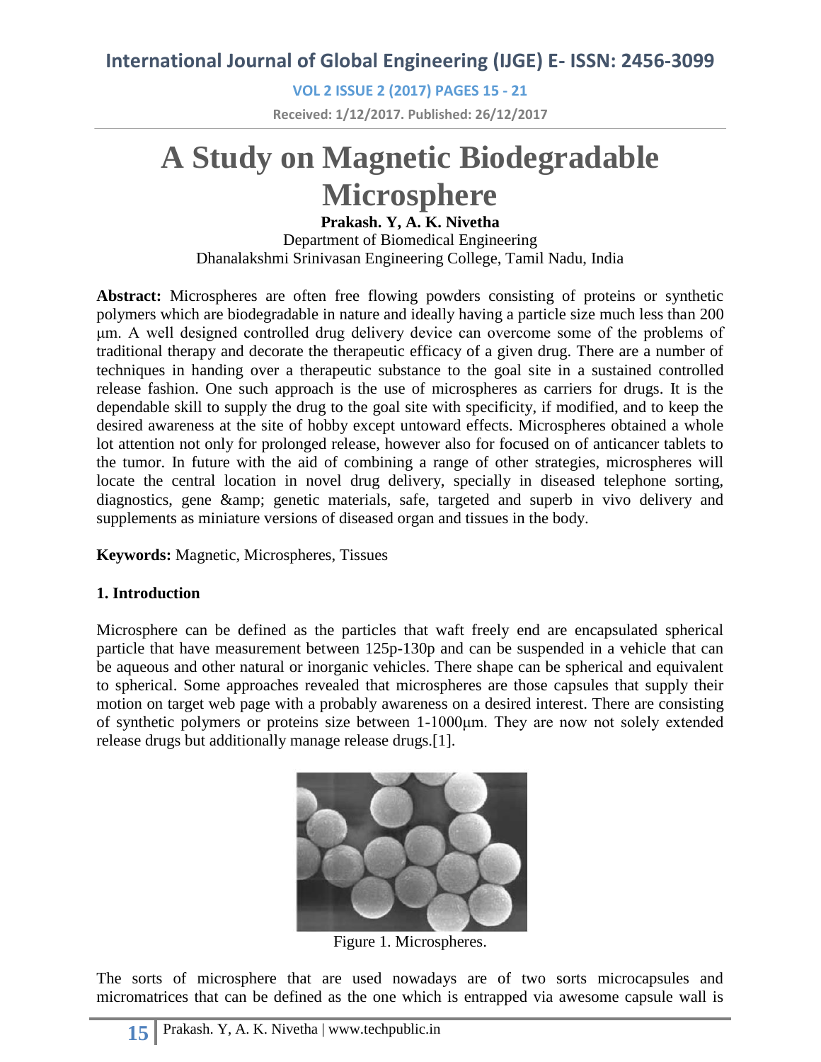# A Study on Magnetic Biodegradable Microsphere

**Prakash. Y, A. K. Nivetha**

Department of Biomedical Engineering

Dhanalakshmi Srinivasan Engineering College, Tamil Nadu, India

**Abstract:** Microspheres are often free flowing powders consisting of proteins or synthetic polymers which are biodegradable in nature and ideally having a particle size much less than 200 µm. A well designed controlled drug delivery device can overcome some of the problems of traditional therapy and decorate the therapeutic efficacy of a given drug. There are a number of techniques in handing over a therapeutic substance to the goal site in a sustained controlled release fashion. One such approach is the use of microspheres as carriers for drugs. It is the dependable skill to supply the drug to the goal site with specificity, if modified, and to keep the desired awareness at the site of hobby except untoward effects. Microspheres obtained a whole lot attention not only for prolonged release, however also for focused on of anticancer tablets to the tumor. In future with the aid of combining a range of other strategies, microspheres will locate the central location in novel drug delivery, specially in diseased telephone sorting, diagnostics, gene &amp; genetic materials, safe, targeted and superb in vivo delivery and supplements as miniature versions of diseased organ and tissues in the body.

**Keywords:** Magnetic, Microspheres, Tissues

## 1. Introduction

Microsphere can be defined as the particles that waft freely end are encapsulated spherical particle that have measurement between 125p-130p and can be suspended in a vehicle that can be aqueous and other natural or inorganic vehicles. There shape can be spherical and equivalent to spherical. Some approaches revealed that microspheres are those capsules that supply their motion on target web page with a probably awareness on a desired interest. There are consisting of synthetic polymers or proteins size between 1-1000µm. They are now not solely extended release drugs but additionally manage release drugs.[1].

Figure 1. Microspheres.

The sorts of microsphere that are used nowadays are of two sorts microcapsules and micromatrices that can be defined as the one which is entrapped via awesome capsule wall is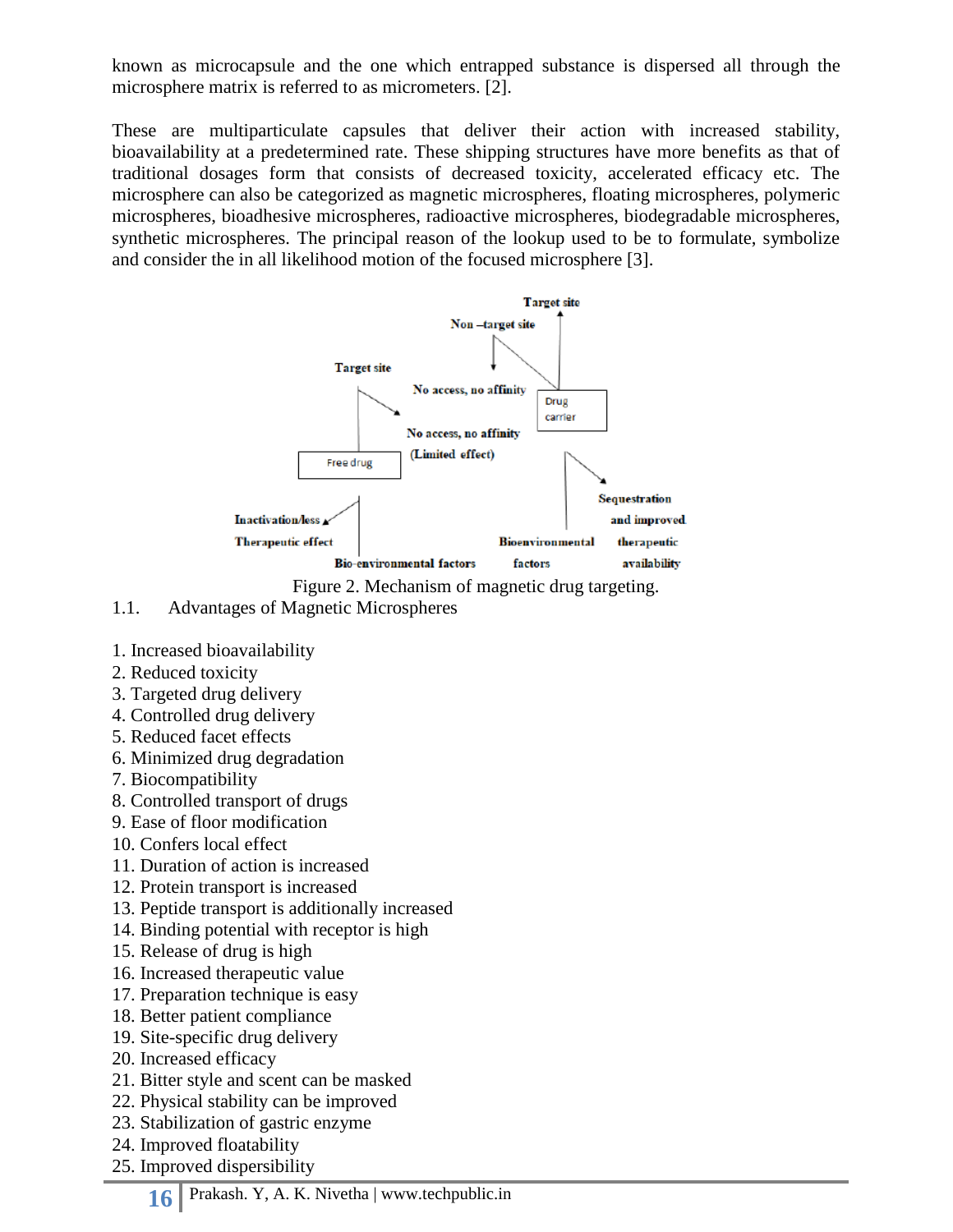known as microcapsule and the one which entrapped substance is dispersed all through the microsphere matrix is referred to as micrometers. [2].

These are multiparticulate capsules that deliver their action with increased stability, bioavailability at a predetermined rate. These shipping structures have more benefits as that of traditional dosages form that consists of decreased toxicity, accelerated efficacy etc. The microsphere can also be categorized as magnetic microspheres, floating microspheres, polymeric microspheres, bioadhesive microspheres, radioactive microspheres, biodegradable microspheres, synthetic microspheres. The principal reason of the lookup used to be to formulate, symbolize and consider the in all likelihood motion of the focused microsphere [3].

Target site

Non –target site

Target site

No access, no affinity

Drug carrier

No access, no affinity (Limited effect)

Free drug

Sequestration and improved therapeutic availability

Inactivation/less Therapeutic effect

Bioenvironmental factors

Bio-environmental factors

Figure 2. Mechanism of magnetic drug targeting.

## 1.1. Advantages of Magnetic Microspheres

1. Increased bioavailability
2. Reduced toxicity
3. Targeted drug delivery
4. Controlled drug delivery
5. Reduced facet effects
6. Minimized drug degradation
7. Biocompatibility
8. Controlled transport of drugs
9. Ease of floor modification
10. Confers local effect
11. Duration of action is increased
12. Protein transport is increased
13. Peptide transport is additionally increased
14. Binding potential with receptor is high
15. Release of drug is high
16. Increased therapeutic value
17. Preparation technique is easy
18. Better patient compliance
19. Site-specific drug delivery
20. Increased efficacy
21. Bitter style and scent can be masked
22. Physical stability can be improved
23. Stabilization of gastric enzyme
24. Improved floatability
25. Improved dispersibility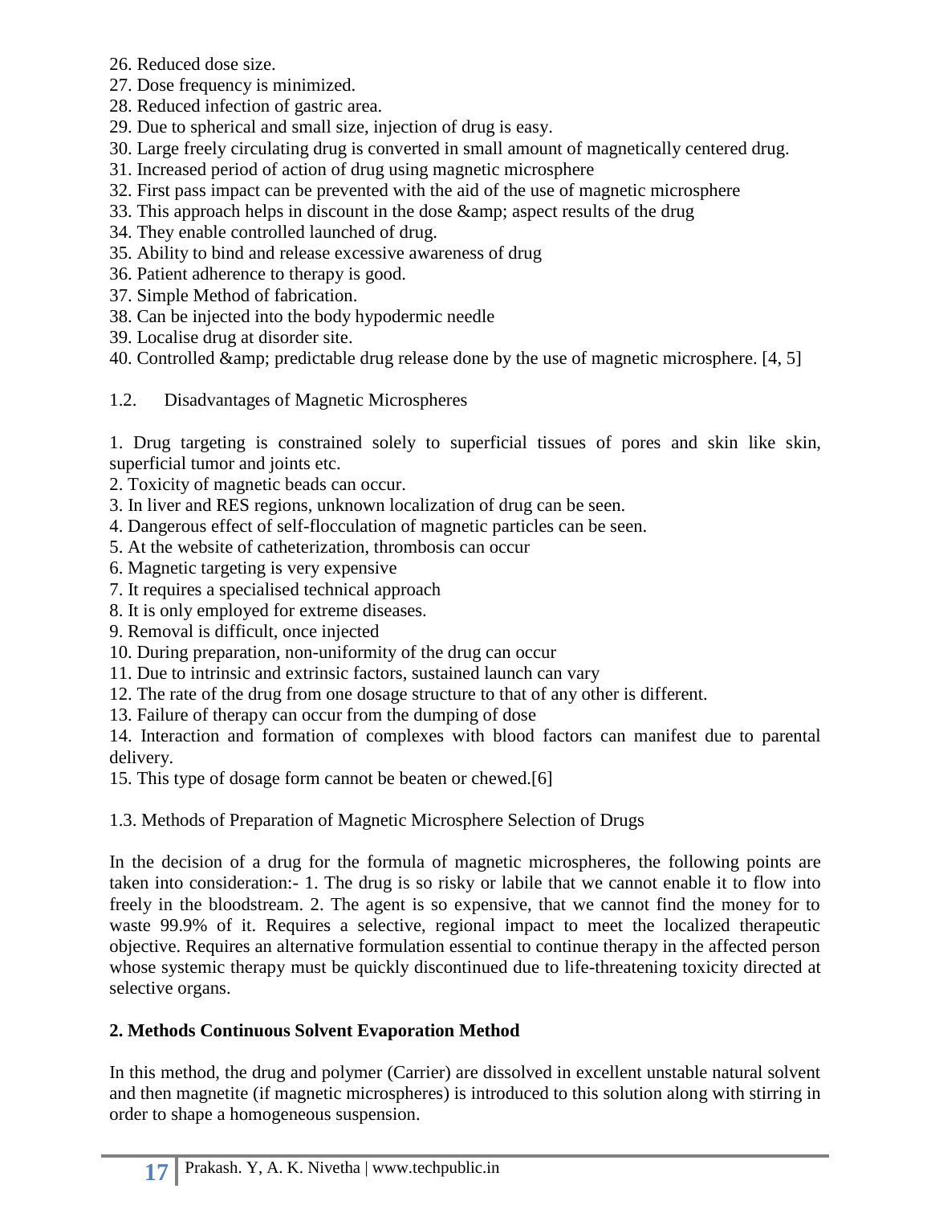26. Reduced dose size.
27. Dose frequency is minimized.
28. Reduced infection of gastric area.
29. Due to spherical and small size, injection of drug is easy.
30. Large freely circulating drug is converted in small amount of magnetically centered drug.
31. Increased period of action of drug using magnetic microsphere
32. First pass impact can be prevented with the aid of the use of magnetic microsphere
33. This approach helps in discount in the dose &amp; aspect results of the drug
34. They enable controlled launched of drug.
35. Ability to bind and release excessive awareness of drug
36. Patient adherence to therapy is good.
37. Simple Method of fabrication.
38. Can be injected into the body hypodermic needle
39. Localise drug at disorder site.
40. Controlled &amp; predictable drug release done by the use of magnetic microsphere. [4, 5]

### 1.2. Disadvantages of Magnetic Microspheres

1. Drug targeting is constrained solely to superficial tissues of pores and skin like skin, superficial tumor and joints etc.
2. Toxicity of magnetic beads can occur.
3. In liver and RES regions, unknown localization of drug can be seen.
4. Dangerous effect of self-flocculation of magnetic particles can be seen.
5. At the website of catheterization, thrombosis can occur
6. Magnetic targeting is very expensive
7. It requires a specialised technical approach
8. It is only employed for extreme diseases.
9. Removal is difficult, once injected
10. During preparation, non-uniformity of the drug can occur
11. Due to intrinsic and extrinsic factors, sustained launch can vary
12. The rate of the drug from one dosage structure to that of any other is different.
13. Failure of therapy can occur from the dumping of dose
14. Interaction and formation of complexes with blood factors can manifest due to parental delivery.
15. This type of dosage form cannot be beaten or chewed.[6]

### 1.3. Methods of Preparation of Magnetic Microsphere Selection of Drugs

In the decision of a drug for the formula of magnetic microspheres, the following points are taken into consideration:- 1. The drug is so risky or labile that we cannot enable it to flow into freely in the bloodstream. 2. The agent is so expensive, that we cannot find the money for to waste 99.9% of it. Requires a selective, regional impact to meet the localized therapeutic objective. Requires an alternative formulation essential to continue therapy in the affected person whose systemic therapy must be quickly discontinued due to life-threatening toxicity directed at selective organs.

## 2. Methods Continuous Solvent Evaporation Method

In this method, the drug and polymer (Carrier) are dissolved in excellent unstable natural solvent and then magnetite (if magnetic microspheres) is introduced to this solution along with stirring in order to shape a homogeneous suspension.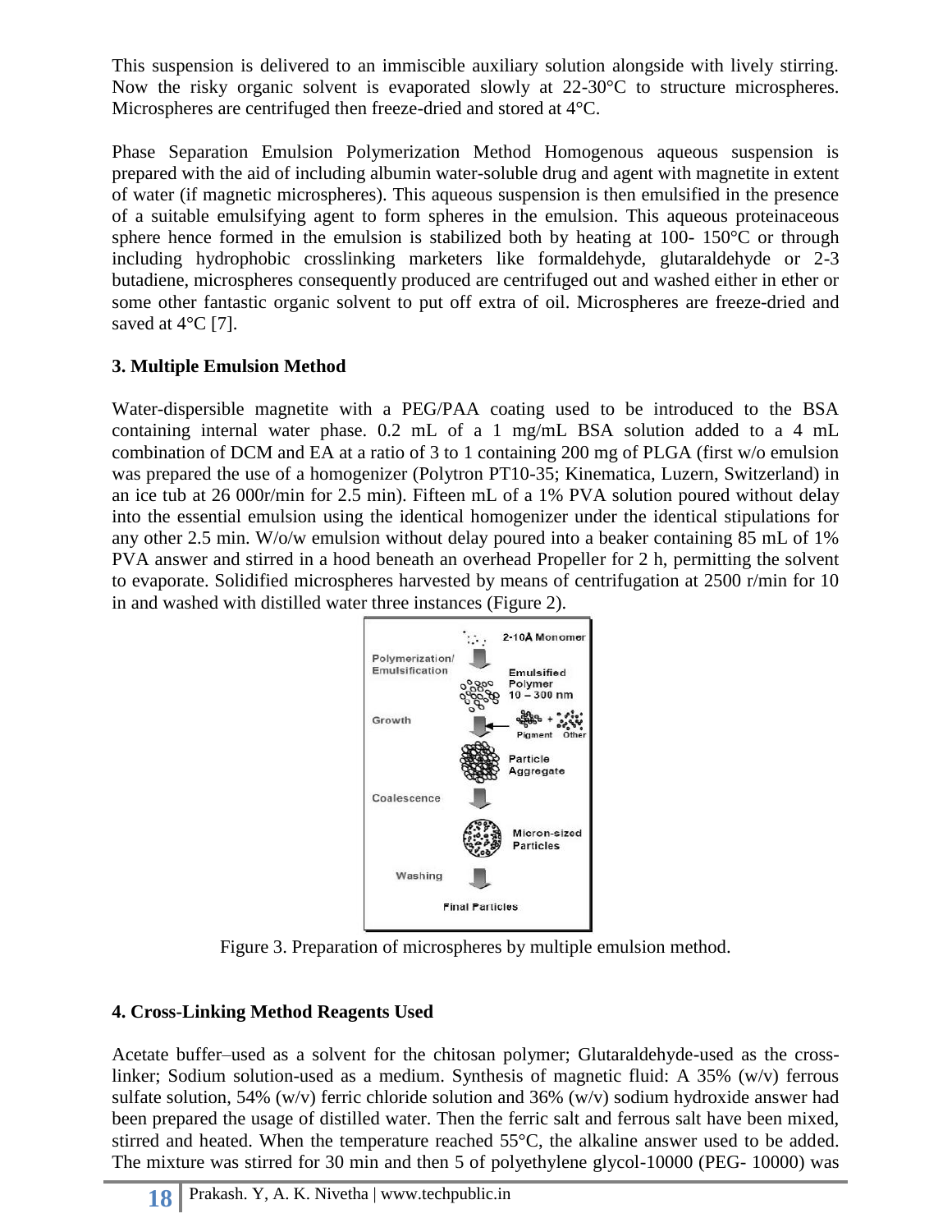This suspension is delivered to an immiscible auxiliary solution alongside with lively stirring. Now the risky organic solvent is evaporated slowly at 22-30°C to structure microspheres. Microspheres are centrifuged then freeze-dried and stored at 4°C.

Phase Separation Emulsion Polymerization Method Homogenous aqueous suspension is prepared with the aid of including albumin water-soluble drug and agent with magnetite in extent of water (if magnetic microspheres). This aqueous suspension is then emulsified in the presence of a suitable emulsifying agent to form spheres in the emulsion. This aqueous proteinaceous sphere hence formed in the emulsion is stabilized both by heating at 100- 150°C or through including hydrophobic crosslinking marketers like formaldehyde, glutaraldehyde or 2-3 butadiene, microspheres consequently produced are centrifuged out and washed either in ether or some other fantastic organic solvent to put off extra of oil. Microspheres are freeze-dried and saved at 4°C [7].

### 3. Multiple Emulsion Method

Water-dispersible magnetite with a PEG/PAA coating used to be introduced to the BSA containing internal water phase. 0.2 mL of a 1 mg/mL BSA solution added to a 4 mL combination of DCM and EA at a ratio of 3 to 1 containing 200 mg of PLGA (first w/o emulsion was prepared the use of a homogenizer (Polytron PT10-35; Kinematica, Luzern, Switzerland) in an ice tub at 26 000r/min for 2.5 min). Fifteen mL of a 1% PVA solution poured without delay into the essential emulsion using the identical homogenizer under the identical stipulations for any other 2.5 min. W/o/w emulsion without delay poured into a beaker containing 85 mL of 1% PVA answer and stirred in a hood beneath an overhead Propeller for 2 h, permitting the solvent to evaporate. Solidified microspheres harvested by means of centrifugation at 2500 r/min for 10 in and washed with distilled water three instances (Figure 2).

Figure 3. Preparation of microspheres by multiple emulsion method.

### 4. Cross-Linking Method Reagents Used

Acetate buffer–used as a solvent for the chitosan polymer; Glutaraldehyde-used as the cross-linker; Sodium solution-used as a medium. Synthesis of magnetic fluid: A 35% (w/v) ferrous sulfate solution, 54% (w/v) ferric chloride solution and 36% (w/v) sodium hydroxide answer had been prepared the usage of distilled water. Then the ferric salt and ferrous salt have been mixed, stirred and heated. When the temperature reached 55°C, the alkaline answer used to be added. The mixture was stirred for 30 min and then 5 of polyethylene glycol-10000 (PEG- 10000) was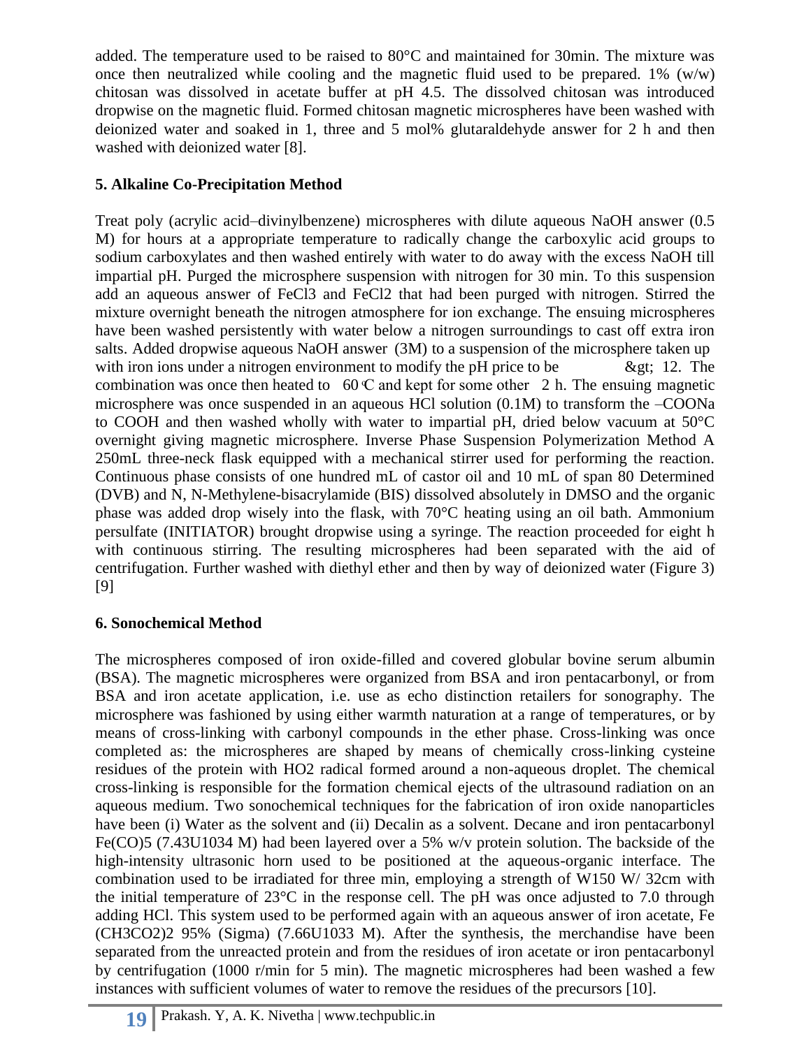added. The temperature used to be raised to 80°C and maintained for 30min. The mixture was once then neutralized while cooling and the magnetic fluid used to be prepared. 1% (w/w) chitosan was dissolved in acetate buffer at pH 4.5. The dissolved chitosan was introduced dropwise on the magnetic fluid. Formed chitosan magnetic microspheres have been washed with deionized water and soaked in 1, three and 5 mol% glutaraldehyde answer for 2 h and then washed with deionized water [8].

### 5. Alkaline Co-Precipitation Method

Treat poly (acrylic acid–divinylbenzene) microspheres with dilute aqueous NaOH answer (0.5 M) for hours at a appropriate temperature to radically change the carboxylic acid groups to sodium carboxylates and then washed entirely with water to do away with the excess NaOH till impartial pH. Purged the microsphere suspension with nitrogen for 30 min. To this suspension add an aqueous answer of $FeCl_3$ and $FeCl_2$ that had been purged with nitrogen. Stirred the mixture overnight beneath the nitrogen atmosphere for ion exchange. The ensuing microspheres have been washed persistently with water below a nitrogen surroundings to cast off extra iron salts. Added dropwise aqueous NaOH answer (3M) to a suspension of the microsphere taken up with iron ions under a nitrogen environment to modify the pH price to be &gt; 12. The combination was once then heated to 60°C and kept for some other 2 h. The ensuing magnetic microsphere was once suspended in an aqueous HCl solution (0.1M) to transform the –COONa to COOH and then washed wholly with water to impartial pH, dried below vacuum at 50°C overnight giving magnetic microsphere. Inverse Phase Suspension Polymerization Method A 250mL three-neck flask equipped with a mechanical stirrer used for performing the reaction. Continuous phase consists of one hundred mL of castor oil and 10 mL of span 80 Determined (DVB) and N, N-Methylene-bisacrylamide (BIS) dissolved absolutely in DMSO and the organic phase was added drop wisely into the flask, with 70°C heating using an oil bath. Ammonium persulfate (INITIATOR) brought dropwise using a syringe. The reaction proceeded for eight h with continuous stirring. The resulting microspheres had been separated with the aid of centrifugation. Further washed with diethyl ether and then by way of deionized water (Figure 3) [9]

### 6. Sonochemical Method

The microspheres composed of iron oxide-filled and covered globular bovine serum albumin (BSA). The magnetic microspheres were organized from BSA and iron pentacarbonyl, or from BSA and iron acetate application, i.e. use as echo distinction retailers for sonography. The microsphere was fashioned by using either warmth naturation at a range of temperatures, or by means of cross-linking with carbonyl compounds in the ether phase. Cross-linking was once completed as: the microspheres are shaped by means of chemically cross-linking cysteine residues of the protein with HO2 radical formed around a non-aqueous droplet. The chemical cross-linking is responsible for the formation chemical ejects of the ultrasound radiation on an aqueous medium. Two sonochemical techniques for the fabrication of iron oxide nanoparticles have been (i) Water as the solvent and (ii) Decalin as a solvent. Decane and iron pentacarbonyl $Fe(CO)_5$ (7.43U1034 M) had been layered over a 5% w/v protein solution. The backside of the high-intensity ultrasonic horn used to be positioned at the aqueous-organic interface. The combination used to be irradiated for three min, employing a strength of W150 W/ 32cm with the initial temperature of 23°C in the response cell. The pH was once adjusted to 7.0 through adding HCl. This system used to be performed again with an aqueous answer of iron acetate, Fe $(CH_3CO_2)_2$ 95% (Sigma) (7.66U1033 M). After the synthesis, the merchandise have been separated from the unreacted protein and from the residues of iron acetate or iron pentacarbonyl by centrifugation (1000 r/min for 5 min). The magnetic microspheres had been washed a few instances with sufficient volumes of water to remove the residues of the precursors [10].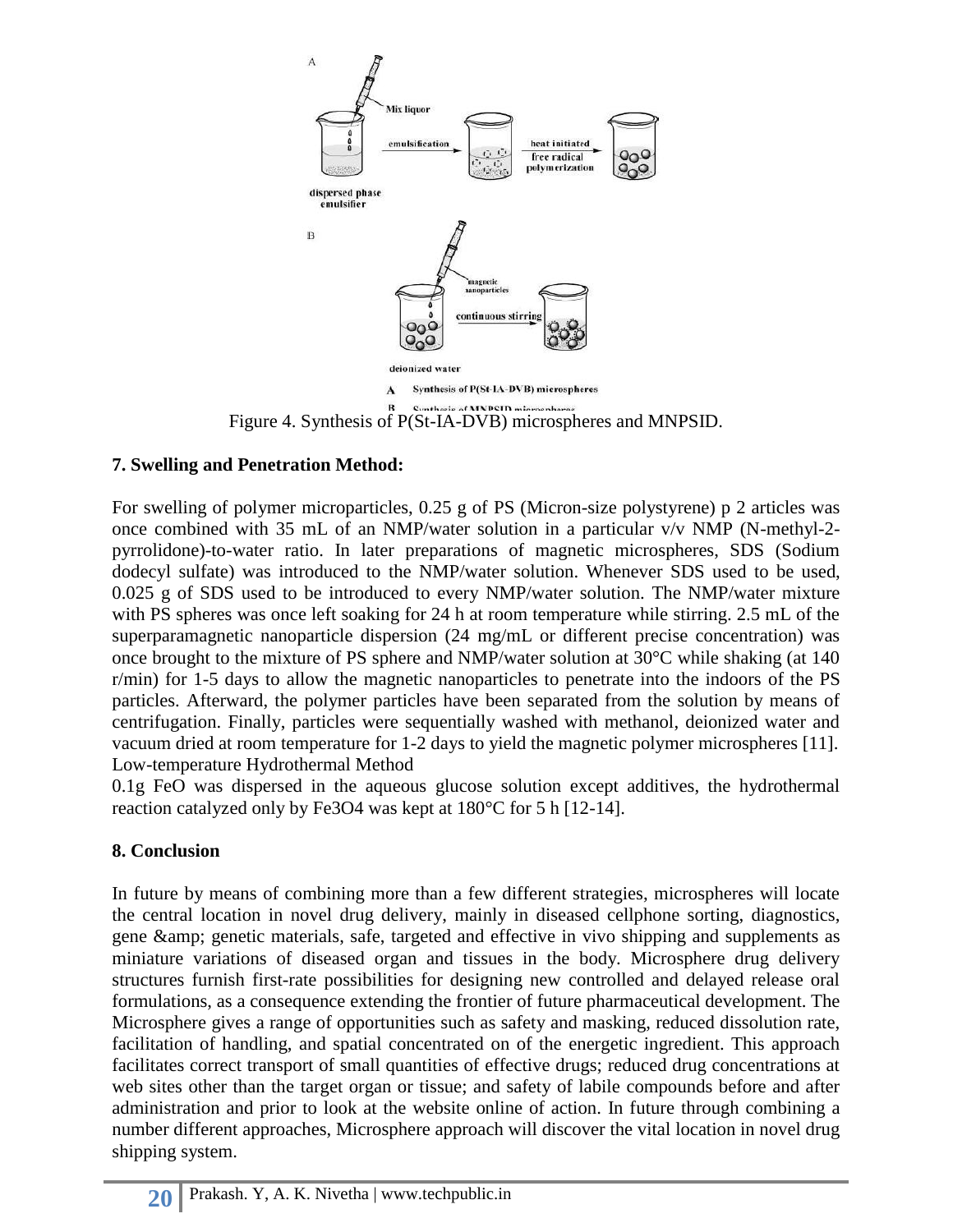Figure 4. Synthesis of P(St-IA-DVB) microspheres and MNPSID.

### 7. Swelling and Penetration Method:

For swelling of polymer microparticles, 0.25 g of PS (Micron-size polystyrene) p 2 articles was once combined with 35 mL of an NMP/water solution in a particular v/v NMP (N-methyl-2-pyrrolidone)-to-water ratio. In later preparations of magnetic microspheres, SDS (Sodium dodecyl sulfate) was introduced to the NMP/water solution. Whenever SDS used to be used, 0.025 g of SDS used to be introduced to every NMP/water solution. The NMP/water mixture with PS spheres was once left soaking for 24 h at room temperature while stirring. 2.5 mL of the superparamagnetic nanoparticle dispersion (24 mg/mL or different precise concentration) was once brought to the mixture of PS sphere and NMP/water solution at 30°C while shaking (at 140 r/min) for 1-5 days to allow the magnetic nanoparticles to penetrate into the indoors of the PS particles. Afterward, the polymer particles have been separated from the solution by means of centrifugation. Finally, particles were sequentially washed with methanol, deionized water and vacuum dried at room temperature for 1-2 days to yield the magnetic polymer microspheres [11].
Low-temperature Hydrothermal Method

0.1g FeO was dispersed in the aqueous glucose solution except additives, the hydrothermal reaction catalyzed only by $Fe_3O_4$ was kept at 180°C for 5 h [12-14].

### 8. Conclusion

In future by means of combining more than a few different strategies, microspheres will locate the central location in novel drug delivery, mainly in diseased cellphone sorting, diagnostics, gene &amp; genetic materials, safe, targeted and effective in vivo shipping and supplements as miniature variations of diseased organ and tissues in the body. Microsphere drug delivery structures furnish first-rate possibilities for designing new controlled and delayed release oral formulations, as a consequence extending the frontier of future pharmaceutical development. The Microsphere gives a range of opportunities such as safety and masking, reduced dissolution rate, facilitation of handling, and spatial concentrated on of the energetic ingredient. This approach facilitates correct transport of small quantities of effective drugs; reduced drug concentrations at web sites other than the target organ or tissue; and safety of labile compounds before and after administration and prior to look at the website online of action. In future through combining a number different approaches, Microsphere approach will discover the vital location in novel drug shipping system.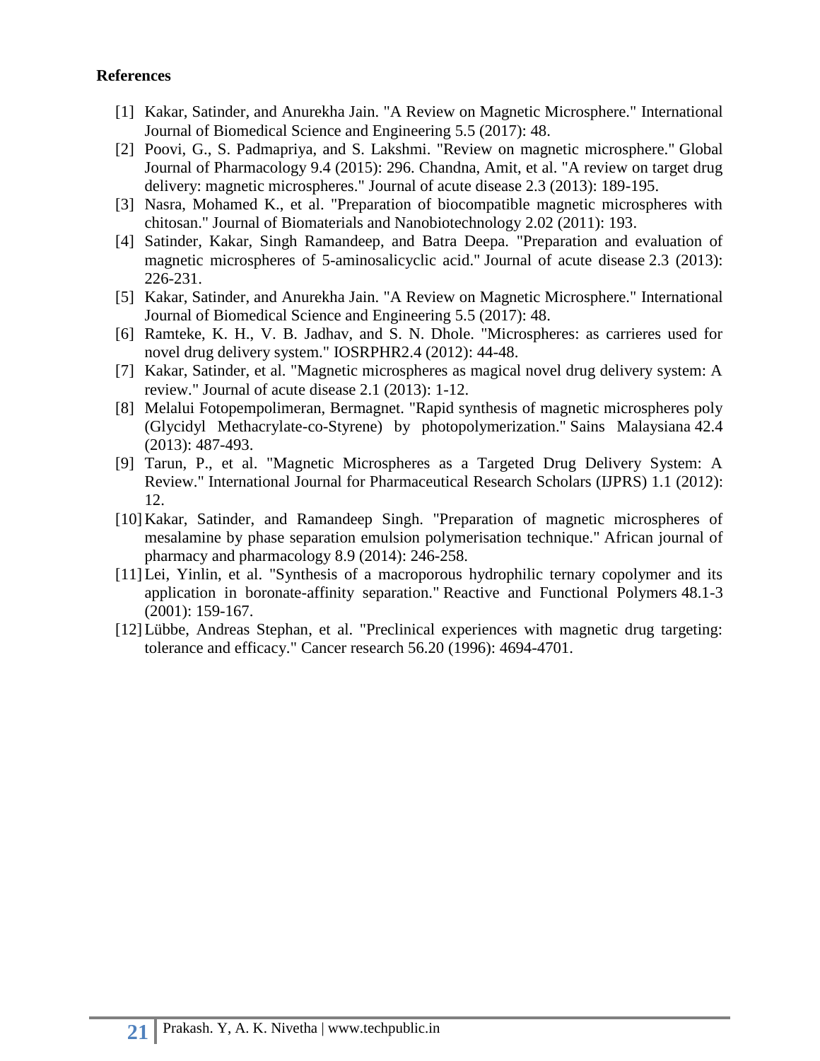**References**

[1] Kakar, Satinder, and Anurekha Jain. "A Review on Magnetic Microsphere." International Journal of Biomedical Science and Engineering 5.5 (2017): 48.

[2] Poovi, G., S. Padmapriya, and S. Lakshmi. "Review on magnetic microsphere." Global Journal of Pharmacology 9.4 (2015): 296. Chandna, Amit, et al. "A review on target drug delivery: magnetic microspheres." Journal of acute disease 2.3 (2013): 189-195.

[3] Nasra, Mohamed K., et al. "Preparation of biocompatible magnetic microspheres with chitosan." Journal of Biomaterials and Nanobiotechnology 2.02 (2011): 193.

[4] Satinder, Kakar, Singh Ramandeep, and Batra Deepa. "Preparation and evaluation of magnetic microspheres of 5-aminosalicyclic acid." Journal of acute disease 2.3 (2013): 226-231.

[5] Kakar, Satinder, and Anurekha Jain. "A Review on Magnetic Microsphere." International Journal of Biomedical Science and Engineering 5.5 (2017): 48.

[6] Ramteke, K. H., V. B. Jadhav, and S. N. Dhole. "Microspheres: as carrieres used for novel drug delivery system." IOSRPHR2.4 (2012): 44-48.

[7] Kakar, Satinder, et al. "Magnetic microspheres as magical novel drug delivery system: A review." Journal of acute disease 2.1 (2013): 1-12.

[8] Melalui Fotopempolimeran, Bermagnet. "Rapid synthesis of magnetic microspheres poly (Glycidyl Methacrylate-co-Styrene) by photopolymerization." Sains Malaysiana 42.4 (2013): 487-493.

[9] Tarun, P., et al. "Magnetic Microspheres as a Targeted Drug Delivery System: A Review." International Journal for Pharmaceutical Research Scholars (IJPRS) 1.1 (2012): 12.

[10] Kakar, Satinder, and Ramandeep Singh. "Preparation of magnetic microspheres of mesalamine by phase separation emulsion polymerisation technique." African journal of pharmacy and pharmacology 8.9 (2014): 246-258.

[11] Lei, Yinlin, et al. "Synthesis of a macroporous hydrophilic ternary copolymer and its application in boronate-affinity separation." Reactive and Functional Polymers 48.1-3 (2001): 159-167.

[12] Lübbe, Andreas Stephan, et al. "Preclinical experiences with magnetic drug targeting: tolerance and efficacy." Cancer research 56.20 (1996): 4694-4701.